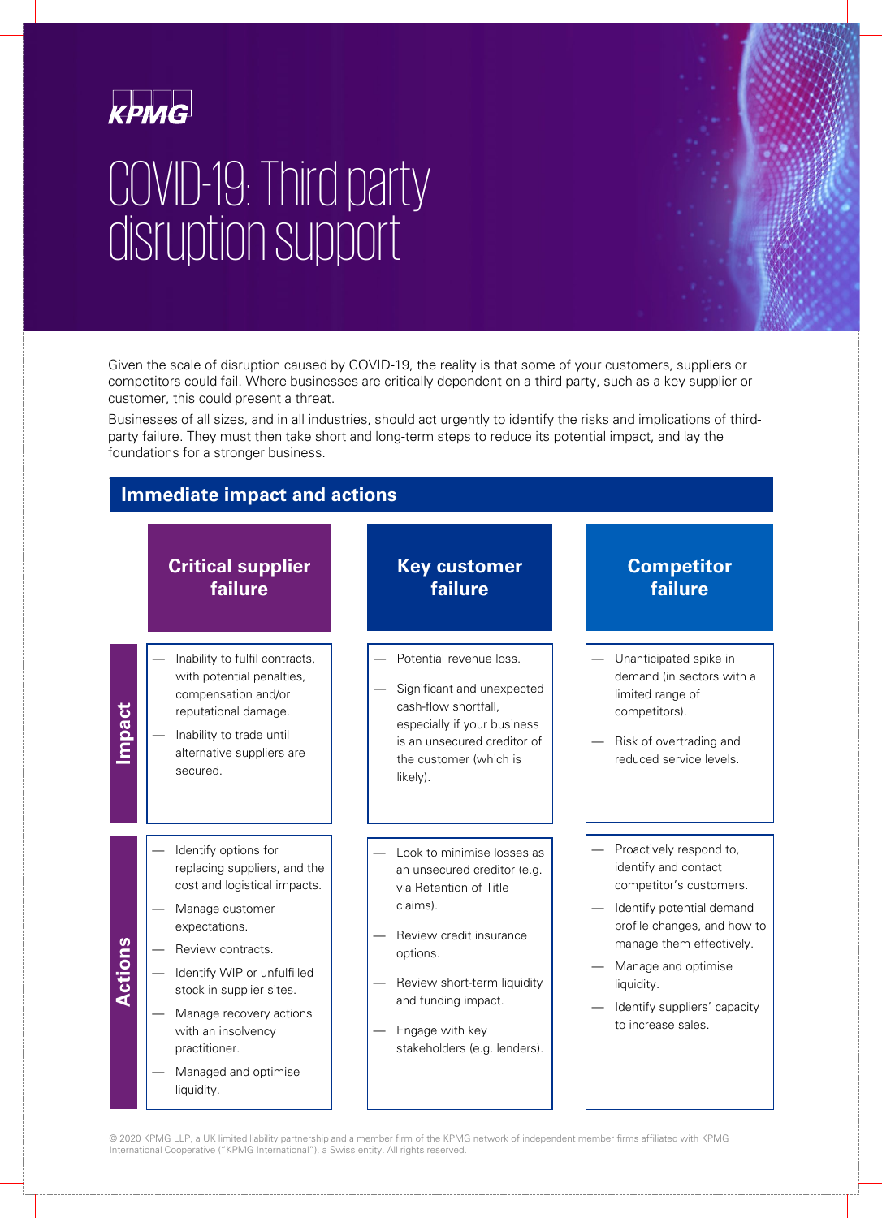KPMG

# COVID-19: Third party disruption support

Given the scale of disruption caused by COVID-19, the reality is that some of your customers, suppliers or competitors could fail. Where businesses are critically dependent on a third party, such as a key supplier or customer, this could present a threat.

Businesses of all sizes, and in all industries, should act urgently to identify the risks and implications of third-party failure. They must then take short and long-term steps to reduce its potential impact, and lay the foundations for a stronger business.

## Immediate impact and actions

| | Critical supplier failure | Key customer failure | Competitor failure |
|---|---|---|---|
| **Impact** | — Inability to fulfil contracts, with potential penalties, compensation and/or reputational damage.<br>— Inability to trade until alternative suppliers are secured. | — Potential revenue loss.<br>— Significant and unexpected cash-flow shortfall, especially if your business is an unsecured creditor of the customer (which is likely). | — Unanticipated spike in demand (in sectors with a limited range of competitors).<br>— Risk of overtrading and reduced service levels. |
| **Actions** | — Identify options for replacing suppliers, and the cost and logistical impacts.<br>— Manage customer expectations.<br>— Review contracts.<br>— Identify WIP or unfulfilled stock in supplier sites.<br>— Manage recovery actions with an insolvency practitioner.<br>— Managed and optimise liquidity. | — Look to minimise losses as an unsecured creditor (e.g. via Retention of Title claims).<br>— Review credit insurance options.<br>— Review short-term liquidity and funding impact.<br>— Engage with key stakeholders (e.g. lenders). | — Proactively respond to, identify and contact competitor's customers.<br>— Identify potential demand profile changes, and how to manage them effectively.<br>— Manage and optimise liquidity.<br>— Identify suppliers' capacity to increase sales. |

© 2020 KPMG LLP, a UK limited liability partnership and a member firm of the KPMG network of independent member firms affiliated with KPMG International Cooperative ("KPMG International"), a Swiss entity. All rights reserved.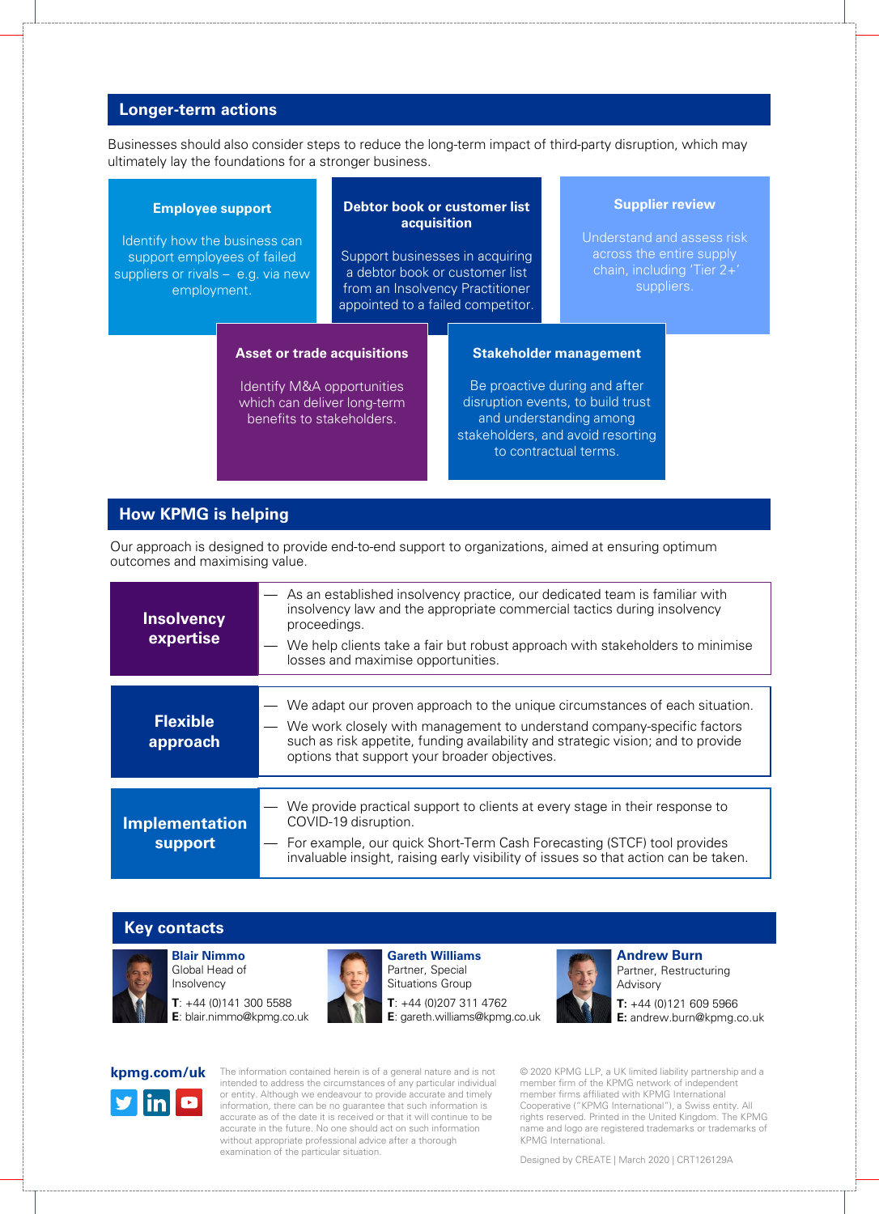## Longer-term actions

Businesses should also consider steps to reduce the long-term impact of third-party disruption, which may ultimately lay the foundations for a stronger business.

**Employee support**

Identify how the business can support employees of failed suppliers or rivals – e.g. via new employment.

**Debtor book or customer list acquisition**

Support businesses in acquiring a debtor book or customer list from an Insolvency Practitioner appointed to a failed competitor.

**Supplier review**

Understand and assess risk across the entire supply chain, including 'Tier 2+' suppliers.

**Asset or trade acquisitions**

Identify M&A opportunities which can deliver long-term benefits to stakeholders.

**Stakeholder management**

Be proactive during and after disruption events, to build trust and understanding among stakeholders, and avoid resorting to contractual terms.

## How KPMG is helping

Our approach is designed to provide end-to-end support to organizations, aimed at ensuring optimum outcomes and maximising value.

**Insolvency expertise**

- As an established insolvency practice, our dedicated team is familiar with insolvency law and the appropriate commercial tactics during insolvency proceedings.
- We help clients take a fair but robust approach with stakeholders to minimise losses and maximise opportunities.

**Flexible approach**

- We adapt our proven approach to the unique circumstances of each situation.
- We work closely with management to understand company-specific factors such as risk appetite, funding availability and strategic vision; and to provide options that support your broader objectives.

**Implementation support**

- We provide practical support to clients at every stage in their response to COVID-19 disruption.
- For example, our quick Short-Term Cash Forecasting (STCF) tool provides invaluable insight, raising early visibility of issues so that action can be taken.

## Key contacts

**Blair Nimmo**
Global Head of Insolvency
**T**: +44 (0)141 300 5588
**E**: blair.nimmo@kpmg.co.uk

**Gareth Williams**
Partner, Special Situations Group
**T**: +44 (0)207 311 4762
**E**: gareth.williams@kpmg.co.uk

**Andrew Burn**
Partner, Restructuring Advisory
**T:** +44 (0)121 609 5966
**E:** andrew.burn@kpmg.co.uk

**kpmg.com/uk**

The information contained herein is of a general nature and is not intended to address the circumstances of any particular individual or entity. Although we endeavour to provide accurate and timely information, there can be no guarantee that such information is accurate as of the date it is received or that it will continue to be accurate in the future. No one should act on such information without appropriate professional advice after a thorough examination of the particular situation.

© 2020 KPMG LLP, a UK limited liability partnership and a member firm of the KPMG network of independent member firms affiliated with KPMG International Cooperative ("KPMG International"), a Swiss entity. All rights reserved. Printed in the United Kingdom. The KPMG name and logo are registered trademarks or trademarks of KPMG International.

Designed by CREATE | March 2020 | CRT126129A